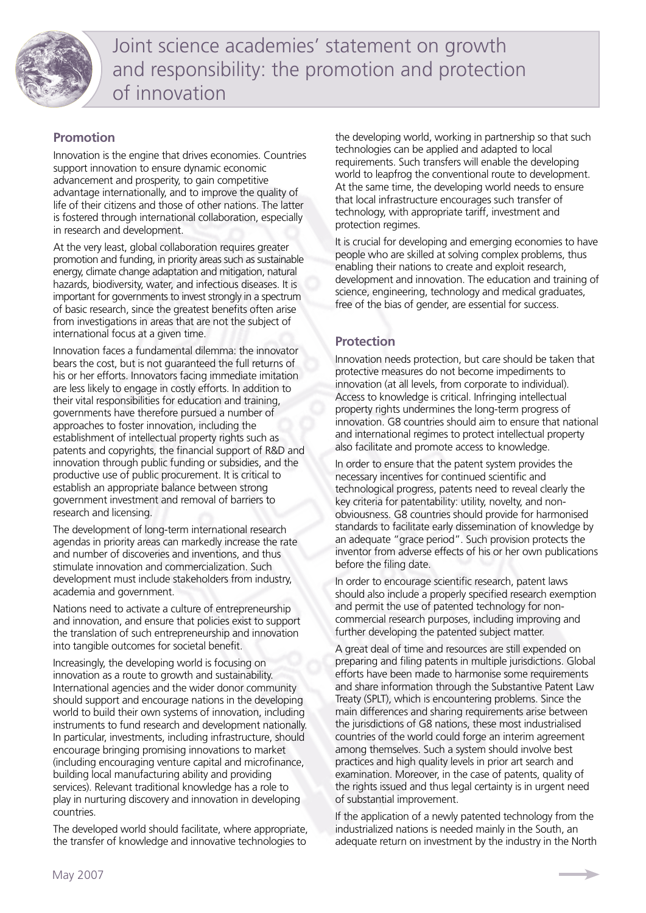# Joint science academies' statement on growth and responsibility: the promotion and protection of innovation

## Promotion

Innovation is the engine that drives economies. Countries support innovation to ensure dynamic economic advancement and prosperity, to gain competitive advantage internationally, and to improve the quality of life of their citizens and those of other nations. The latter is fostered through international collaboration, especially in research and development.

At the very least, global collaboration requires greater promotion and funding, in priority areas such as sustainable energy, climate change adaptation and mitigation, natural hazards, biodiversity, water, and infectious diseases. It is important for governments to invest strongly in a spectrum of basic research, since the greatest benefits often arise from investigations in areas that are not the subject of international focus at a given time.

Innovation faces a fundamental dilemma: the innovator bears the cost, but is not guaranteed the full returns of his or her efforts. Innovators facing immediate imitation are less likely to engage in costly efforts. In addition to their vital responsibilities for education and training, governments have therefore pursued a number of approaches to foster innovation, including the establishment of intellectual property rights such as patents and copyrights, the financial support of R&D and innovation through public funding or subsidies, and the productive use of public procurement. It is critical to establish an appropriate balance between strong government investment and removal of barriers to research and licensing.

The development of long-term international research agendas in priority areas can markedly increase the rate and number of discoveries and inventions, and thus stimulate innovation and commercialization. Such development must include stakeholders from industry, academia and government.

Nations need to activate a culture of entrepreneurship and innovation, and ensure that policies exist to support the translation of such entrepreneurship and innovation into tangible outcomes for societal benefit.

Increasingly, the developing world is focusing on innovation as a route to growth and sustainability. International agencies and the wider donor community should support and encourage nations in the developing world to build their own systems of innovation, including instruments to fund research and development nationally. In particular, investments, including infrastructure, should encourage bringing promising innovations to market (including encouraging venture capital and microfinance, building local manufacturing ability and providing services). Relevant traditional knowledge has a role to play in nurturing discovery and innovation in developing countries.

The developed world should facilitate, where appropriate, the transfer of knowledge and innovative technologies to the developing world, working in partnership so that such technologies can be applied and adapted to local requirements. Such transfers will enable the developing world to leapfrog the conventional route to development. At the same time, the developing world needs to ensure that local infrastructure encourages such transfer of technology, with appropriate tariff, investment and protection regimes.

It is crucial for developing and emerging economies to have people who are skilled at solving complex problems, thus enabling their nations to create and exploit research, development and innovation. The education and training of science, engineering, technology and medical graduates, free of the bias of gender, are essential for success.

## Protection

Innovation needs protection, but care should be taken that protective measures do not become impediments to innovation (at all levels, from corporate to individual). Access to knowledge is critical. Infringing intellectual property rights undermines the long-term progress of innovation. G8 countries should aim to ensure that national and international regimes to protect intellectual property also facilitate and promote access to knowledge.

In order to ensure that the patent system provides the necessary incentives for continued scientific and technological progress, patents need to reveal clearly the key criteria for patentability: utility, novelty, and non-obviousness. G8 countries should provide for harmonised standards to facilitate early dissemination of knowledge by an adequate "grace period". Such provision protects the inventor from adverse effects of his or her own publications before the filing date.

In order to encourage scientific research, patent laws should also include a properly specified research exemption and permit the use of patented technology for non-commercial research purposes, including improving and further developing the patented subject matter.

A great deal of time and resources are still expended on preparing and filing patents in multiple jurisdictions. Global efforts have been made to harmonise some requirements and share information through the Substantive Patent Law Treaty (SPLT), which is encountering problems. Since the main differences and sharing requirements arise between the jurisdictions of G8 nations, these most industrialised countries of the world could forge an interim agreement among themselves. Such a system should involve best practices and high quality levels in prior art search and examination. Moreover, in the case of patents, quality of the rights issued and thus legal certainty is in urgent need of substantial improvement.

If the application of a newly patented technology from the industrialized nations is needed mainly in the South, an adequate return on investment by the industry in the North

May 2007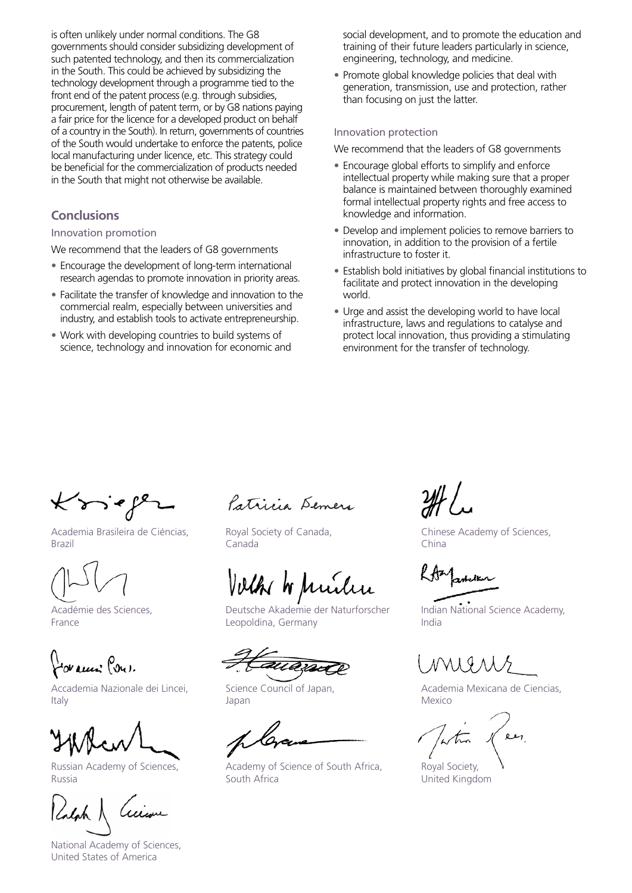is often unlikely under normal conditions. The G8 governments should consider subsidizing development of such patented technology, and then its commercialization in the South. This could be achieved by subsidizing the technology development through a programme tied to the front end of the patent process (e.g. through subsidies, procurement, length of patent term, or by G8 nations paying a fair price for the licence for a developed product on behalf of a country in the South). In return, governments of countries of the South would undertake to enforce the patents, police local manufacturing under licence, etc. This strategy could be beneficial for the commercialization of products needed in the South that might not otherwise be available.

## Conclusions

### Innovation promotion

We recommend that the leaders of G8 governments

- Encourage the development of long-term international research agendas to promote innovation in priority areas.
- Facilitate the transfer of knowledge and innovation to the commercial realm, especially between universities and industry, and establish tools to activate entrepreneurship.
- Work with developing countries to build systems of science, technology and innovation for economic and social development, and to promote the education and training of their future leaders particularly in science, engineering, technology, and medicine.
- Promote global knowledge policies that deal with generation, transmission, use and protection, rather than focusing on just the latter.

### Innovation protection

We recommend that the leaders of G8 governments

- Encourage global efforts to simplify and enforce intellectual property while making sure that a proper balance is maintained between thoroughly examined formal intellectual property rights and free access to knowledge and information.
- Develop and implement policies to remove barriers to innovation, in addition to the provision of a fertile infrastructure to foster it.
- Establish bold initiatives by global financial institutions to facilitate and protect innovation in the developing world.
- Urge and assist the developing world to have local infrastructure, laws and regulations to catalyse and protect local innovation, thus providing a stimulating environment for the transfer of technology.

Academia Brasileira de Ciéncias, Brazil

Royal Society of Canada, Canada

Chinese Academy of Sciences, China

Académie des Sciences, France

Deutsche Akademie der Naturforscher Leopoldina, Germany

Indian National Science Academy, India

Accademia Nazionale dei Lincei, Italy

Science Council of Japan, Japan

Academia Mexicana de Ciencias, Mexico

Russian Academy of Sciences, Russia

Academy of Science of South Africa, South Africa

Royal Society, United Kingdom

National Academy of Sciences, United States of America